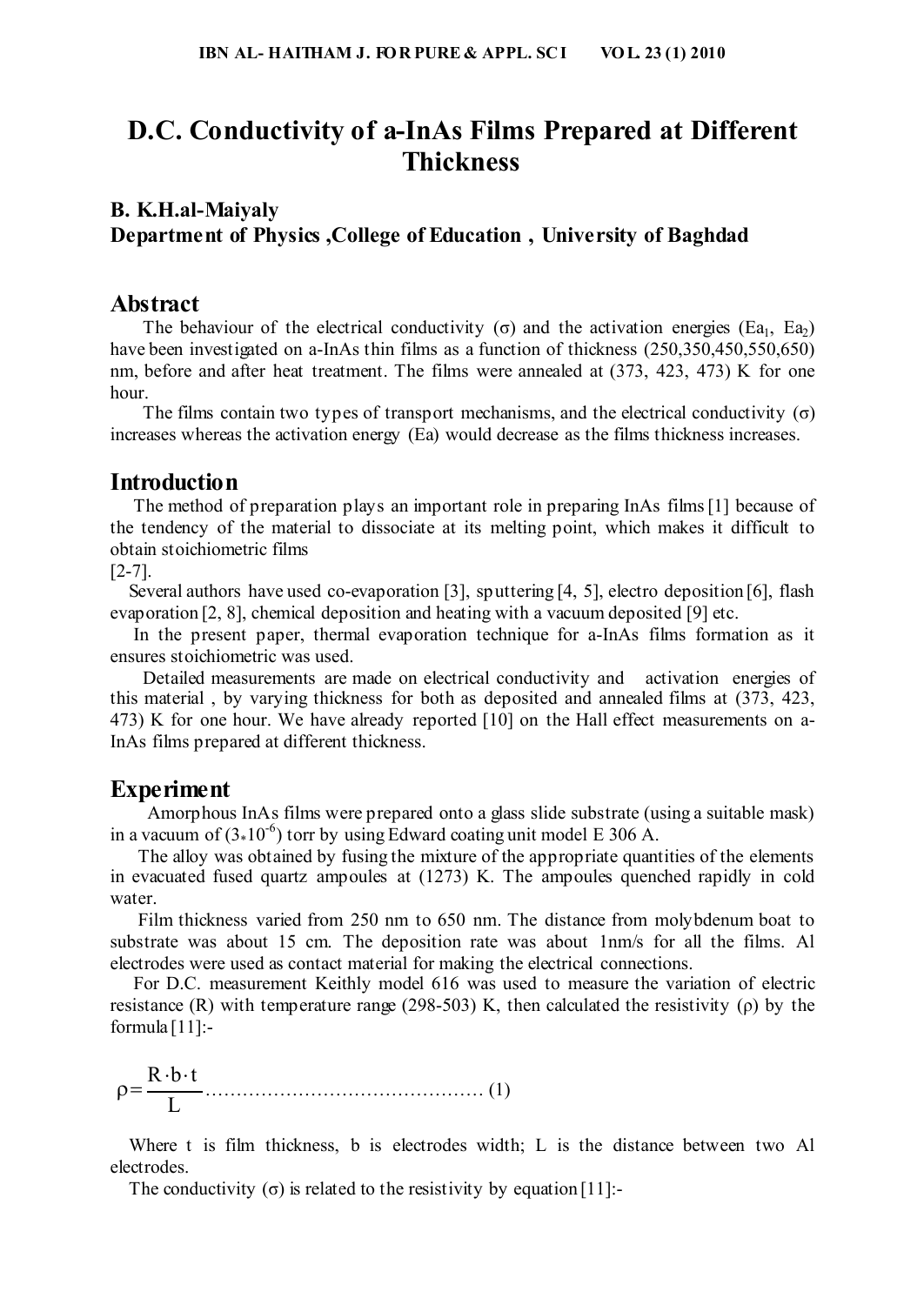# D.C. Conductivity of a-InAs Films Prepared at Different Thickness

**B. K.H.al-Maiyaly**
**Department of Physics ,College of Education , University of Baghdad**

## Abstract

The behaviour of the electrical conductivity (σ) and the activation energies ($Ea_1$, $Ea_2$) have been investigated on a-InAs thin films as a function of thickness (250,350,450,550,650) nm, before and after heat treatment. The films were annealed at (373, 423, 473) K for one hour.

The films contain two types of transport mechanisms, and the electrical conductivity (σ) increases whereas the activation energy (Ea) would decrease as the films thickness increases.

## Introduction

The method of preparation plays an important role in preparing InAs films [1] because of the tendency of the material to dissociate at its melting point, which makes it difficult to obtain stoichiometric films [2-7].

Several authors have used co-evaporation [3], sputtering [4, 5], electro deposition [6], flash evaporation [2, 8], chemical deposition and heating with a vacuum deposited [9] etc.

In the present paper, thermal evaporation technique for a-InAs films formation as it ensures stoichiometric was used.

Detailed measurements are made on electrical conductivity and activation energies of this material , by varying thickness for both as deposited and annealed films at (373, 423, 473) K for one hour. We have already reported [10] on the Hall effect measurements on a-InAs films prepared at different thickness.

## Experiment

Amorphous InAs films were prepared onto a glass slide substrate (using a suitable mask) in a vacuum of ($3*10^{-6}$) torr by using Edward coating unit model E 306 A.

The alloy was obtained by fusing the mixture of the appropriate quantities of the elements in evacuated fused quartz ampoules at (1273) K. The ampoules quenched rapidly in cold water.

Film thickness varied from 250 nm to 650 nm. The distance from molybdenum boat to substrate was about 15 cm. The deposition rate was about 1nm/s for all the films. Al electrodes were used as contact material for making the electrical connections.

For D.C. measurement Keithly model 616 was used to measure the variation of electric resistance (R) with temperature range (298-503) K, then calculated the resistivity (ρ) by the formula [11]:-

$$\rho = \frac{R \cdot b \cdot t}{L} \qquad (1)$$

Where t is film thickness, b is electrodes width; L is the distance between two Al electrodes.

The conductivity (σ) is related to the resistivity by equation [11]:-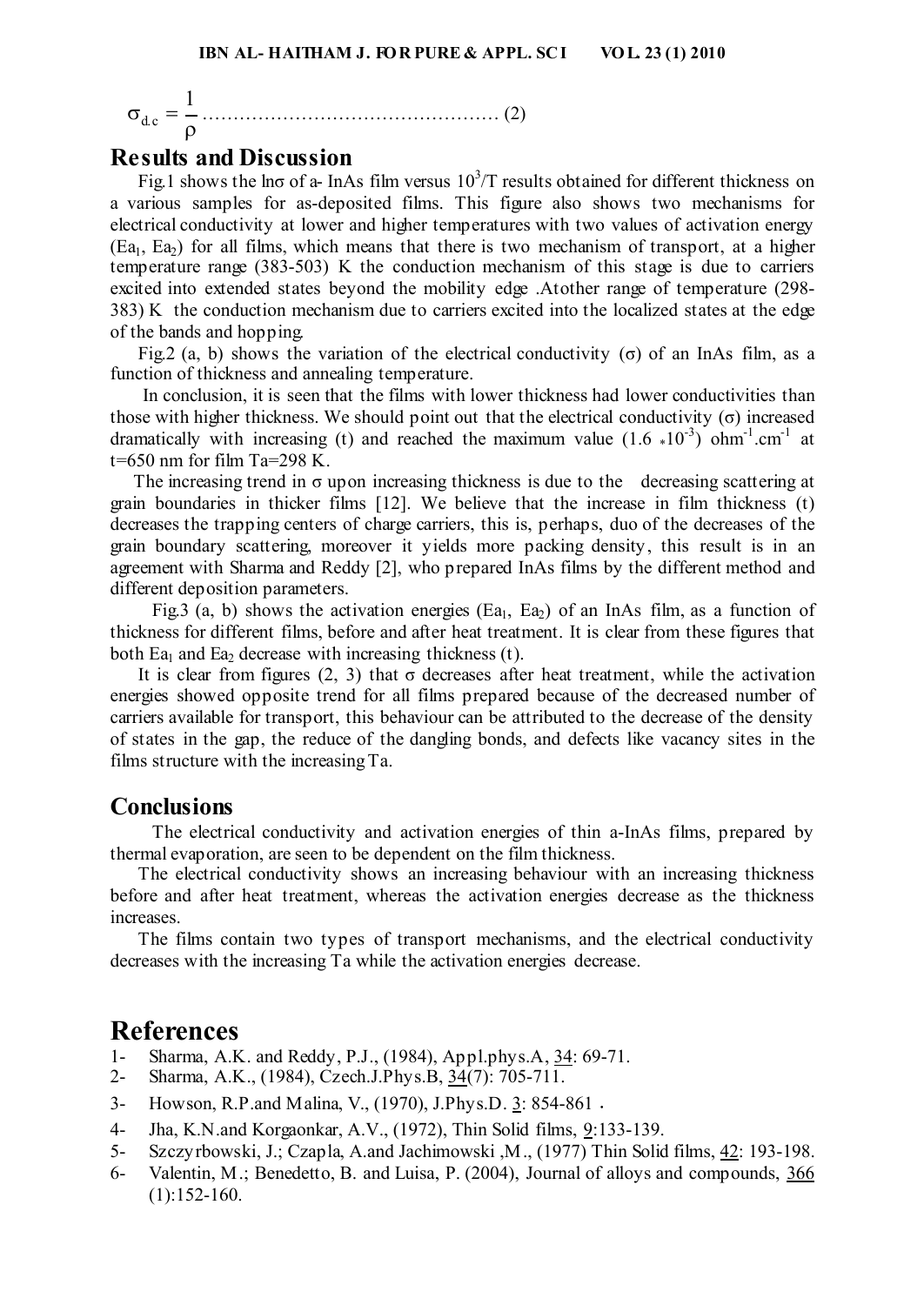$$\sigma_{d.c} = \frac{1}{\rho} \quad \text{......................................................} (2)$$

## Results and Discussion

Fig.1 shows the lnσ of a- InAs film versus $10^3/T$ results obtained for different thickness on a various samples for as-deposited films. This figure also shows two mechanisms for electrical conductivity at lower and higher temperatures with two values of activation energy ($Ea_1$, $Ea_2$) for all films, which means that there is two mechanism of transport, at a higher temperature range (383-503) K the conduction mechanism of this stage is due to carriers excited into extended states beyond the mobility edge .Atother range of temperature (298-383) K the conduction mechanism due to carriers excited into the localized states at the edge of the bands and hopping.

Fig.2 (a, b) shows the variation of the electrical conductivity (σ) of an InAs film, as a function of thickness and annealing temperature.

In conclusion, it is seen that the films with lower thickness had lower conductivities than those with higher thickness. We should point out that the electrical conductivity (σ) increased dramatically with increasing (t) and reached the maximum value ($1.6 * 10^{-3}$) $ohm^{-1}.cm^{-1}$ at t=650 nm for film Ta=298 K.

The increasing trend in σ upon increasing thickness is due to the decreasing scattering at grain boundaries in thicker films [12]. We believe that the increase in film thickness (t) decreases the trapping centers of charge carriers, this is, perhaps, duo of the decreases of the grain boundary scattering, moreover it yields more packing density, this result is in an agreement with Sharma and Reddy [2], who prepared InAs films by the different method and different deposition parameters.

Fig.3 (a, b) shows the activation energies ($Ea_1$, $Ea_2$) of an InAs film, as a function of thickness for different films, before and after heat treatment. It is clear from these figures that both $Ea_1$ and $Ea_2$ decrease with increasing thickness (t).

It is clear from figures (2, 3) that σ decreases after heat treatment, while the activation energies showed opposite trend for all films prepared because of the decreased number of carriers available for transport, this behaviour can be attributed to the decrease of the density of states in the gap, the reduce of the dangling bonds, and defects like vacancy sites in the films structure with the increasing Ta.

## Conclusions

The electrical conductivity and activation energies of thin a-InAs films, prepared by thermal evaporation, are seen to be dependent on the film thickness.

The electrical conductivity shows an increasing behaviour with an increasing thickness before and after heat treatment, whereas the activation energies decrease as the thickness increases.

The films contain two types of transport mechanisms, and the electrical conductivity decreases with the increasing Ta while the activation energies decrease.

## References

1- Sharma, A.K. and Reddy, P.J., (1984), Appl.phys.A, 34: 69-71.
2- Sharma, A.K., (1984), Czech.J.Phys.B, 34(7): 705-711.
3- Howson, R.P.and Malina, V., (1970), J.Phys.D. 3: 854-861 .
4- Jha, K.N.and Korgaonkar, A.V., (1972), Thin Solid films, 9:133-139.
5- Szczyrbowski, J.; Czapla, A.and Jachimowski ,M., (1977) Thin Solid films, 42: 193-198.
6- Valentin, M.; Benedetto, B. and Luisa, P. (2004), Journal of alloys and compounds, 366 (1):152-160.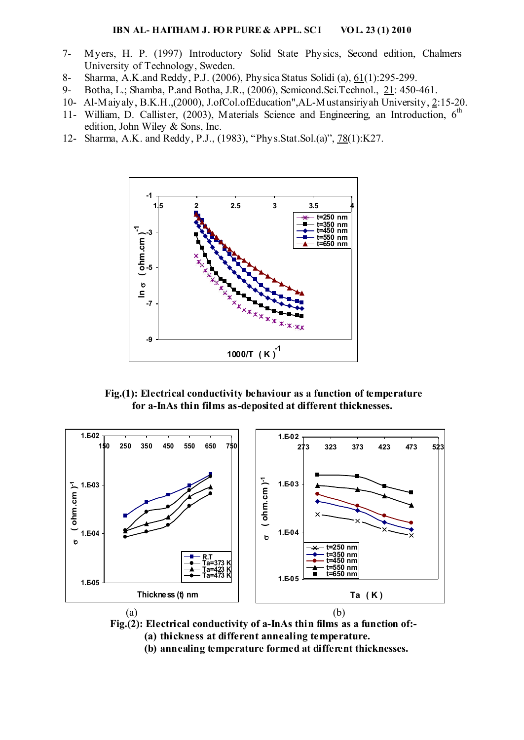7- Myers, H. P. (1997) Introductory Solid State Physics, Second edition, Chalmers University of Technology, Sweden.

8- Sharma, A.K.and Reddy, P.J. (2006), Physica Status Solidi (a), 61(1):295-299.

9- Botha, L.; Shamba, P.and Botha, J.R., (2006), Semicond.Sci.Technol., 21: 450-461.

10- Al-Maiyaly, B.K.H.,(2000), J.ofCol.ofEducation",AL-Mustansiriyah University, 2:15-20.

11- William, D. Callister, (2003), Materials Science and Engineering, an Introduction, 6th edition, John Wiley & Sons, Inc.

12- Sharma, A.K. and Reddy, P.J., (1983), "Phys.Stat.Sol.(a)", 78(1):K27.

**Fig.(1): Electrical conductivity behaviour as a function of temperature for a-InAs thin films as-deposited at different thicknesses.**

(a) (b)

**Fig.(2): Electrical conductivity of a-InAs thin films as a function of:-**
**(a) thickness at different annealing temperature.**
**(b) annealing temperature formed at different thicknesses.**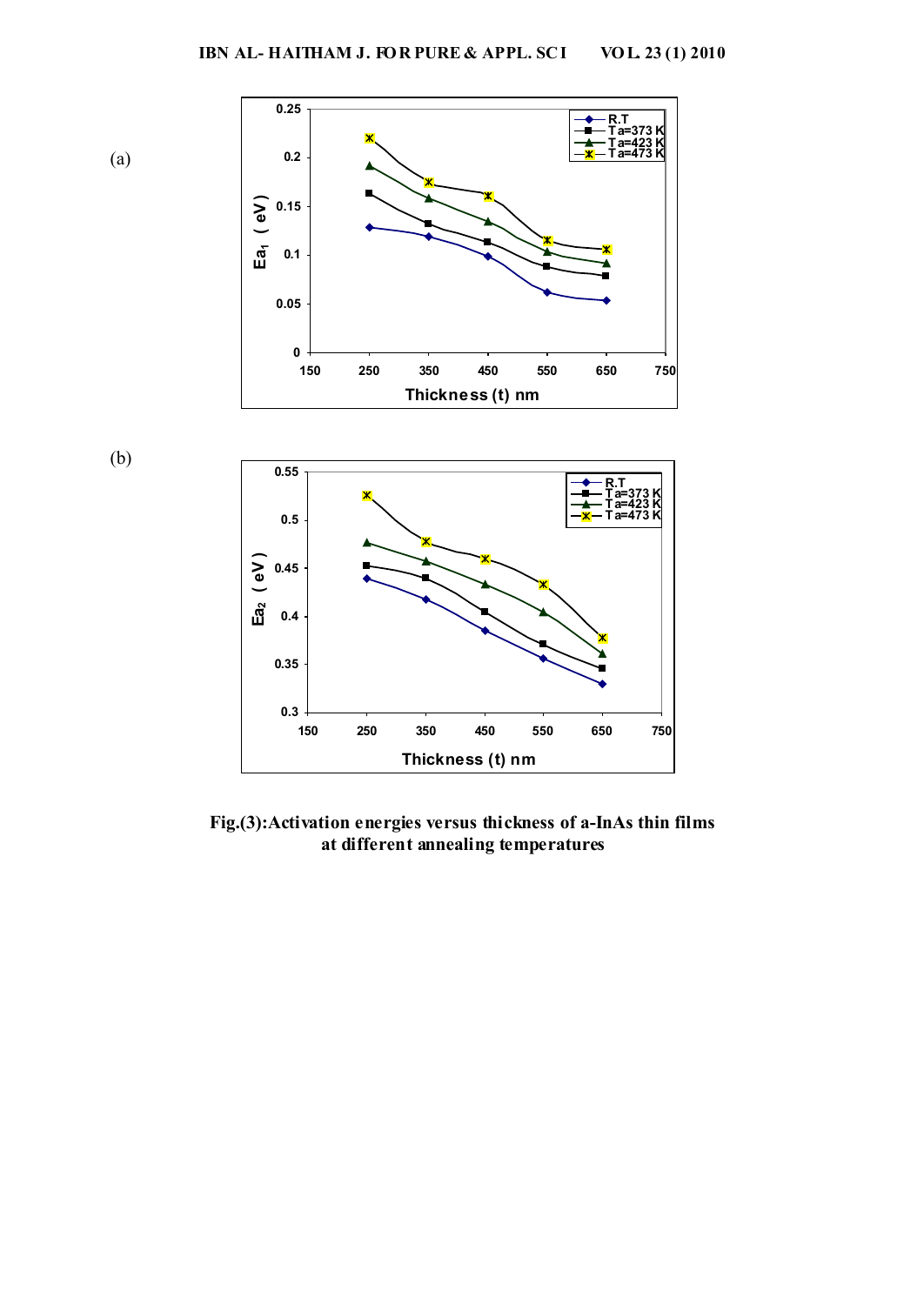(a)

(b)

Fig.(3):Activation energies versus thickness of a-InAs thin films at different annealing temperatures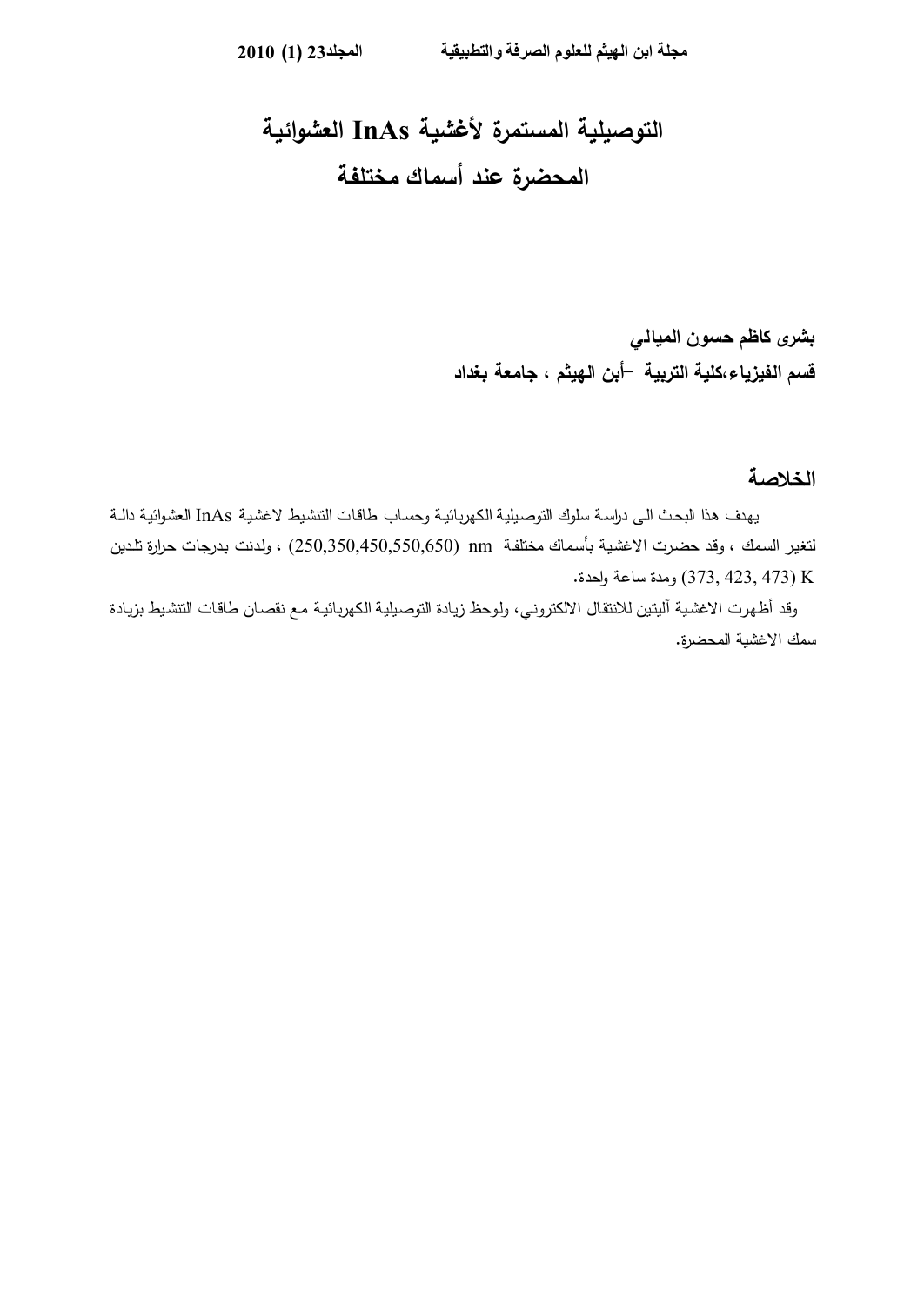# التوصيلية المستمرة لأغشية InAs العشوائية المحضرة عند أسماك مختلفة

**بشرى كاظم حسون الميالي**

**قسم الفيزياء،كلية التربية -أبن الهيثم ، جامعة بغداد**

## الخلاصة

يهدف هذا البحث الى دراسة سلوك التوصيلية الكهربائية وحساب طاقات التنشيط لاغشية InAs العشوائية دالة لتغير السمك ، وقد حضرت الاغشية بأسماك مختلفة nm (250,350,450,550,650) ، ولدنت بدرجات حرارة تلدين K (373, 423, 473) ومدة ساعة واحدة.

وقد أظهرت الاغشية آليتين للانتقال الالكتروني، ولوحظ زيادة التوصيلية الكهربائية مع نقصان طاقات التنشيط بزيادة سمك الاغشية المحضرة.